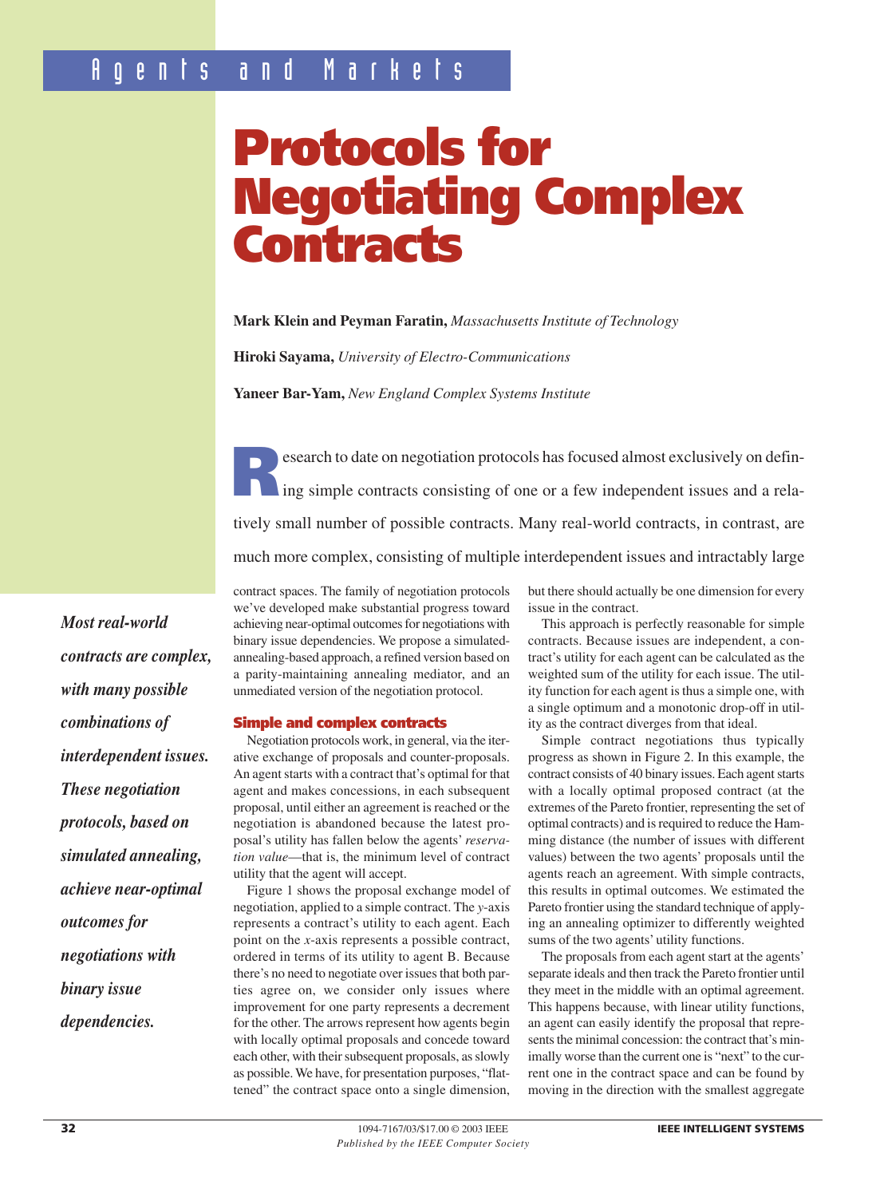# Protocols for Negotiating Complex Contracts

**Mark Klein and Peyman Faratin,** *Massachusetts Institute of Technology*

**Hiroki Sayama,** *University of Electro-Communications*

**Yaneer Bar-Yam,** *New England Complex Systems Institute*

*Most real-world contracts are complex, with many possible combinations of interdependent issues. These negotiation protocols, based on simulated annealing, achieve near-optimal outcomes for negotiations with binary issue dependencies.*

Research to date on negotiation protocols has focused almost exclusively on defining simple contracts consisting of one or a few independent issues and a relatively small number of possible contracts. Many real-world contracts, in contrast, are much more complex, consisting of multiple interdependent issues and intractably large contract spaces. The family of negotiation protocols we've developed make substantial progress toward achieving near-optimal outcomes for negotiations with binary issue dependencies. We propose a simulated-annealing-based approach, a refined version based on a parity-maintaining annealing mediator, and an unmediated version of the negotiation protocol.

## Simple and complex contracts

Negotiation protocols work, in general, via the iterative exchange of proposals and counter-proposals. An agent starts with a contract that's optimal for that agent and makes concessions, in each subsequent proposal, until either an agreement is reached or the negotiation is abandoned because the latest proposal's utility has fallen below the agents' *reservation value*—that is, the minimum level of contract utility that the agent will accept.

Figure 1 shows the proposal exchange model of negotiation, applied to a simple contract. The *y*-axis represents a contract's utility to each agent. Each point on the *x*-axis represents a possible contract, ordered in terms of its utility to agent B. Because there's no need to negotiate over issues that both parties agree on, we consider only issues where improvement for one party represents a decrement for the other. The arrows represent how agents begin with locally optimal proposals and concede toward each other, with their subsequent proposals, as slowly as possible. We have, for presentation purposes, "flattened" the contract space onto a single dimension, but there should actually be one dimension for every issue in the contract.

This approach is perfectly reasonable for simple contracts. Because issues are independent, a contract's utility for each agent can be calculated as the weighted sum of the utility for each issue. The utility function for each agent is thus a simple one, with a single optimum and a monotonic drop-off in utility as the contract diverges from that ideal.

Simple contract negotiations thus typically progress as shown in Figure 2. In this example, the contract consists of 40 binary issues. Each agent starts with a locally optimal proposed contract (at the extremes of the Pareto frontier, representing the set of optimal contracts) and is required to reduce the Hamming distance (the number of issues with different values) between the two agents' proposals until the agents reach an agreement. With simple contracts, this results in optimal outcomes. We estimated the Pareto frontier using the standard technique of applying an annealing optimizer to differently weighted sums of the two agents' utility functions.

The proposals from each agent start at the agents' separate ideals and then track the Pareto frontier until they meet in the middle with an optimal agreement. This happens because, with linear utility functions, an agent can easily identify the proposal that represents the minimal concession: the contract that's minimally worse than the current one is "next" to the current one in the contract space and can be found by moving in the direction with the smallest aggregate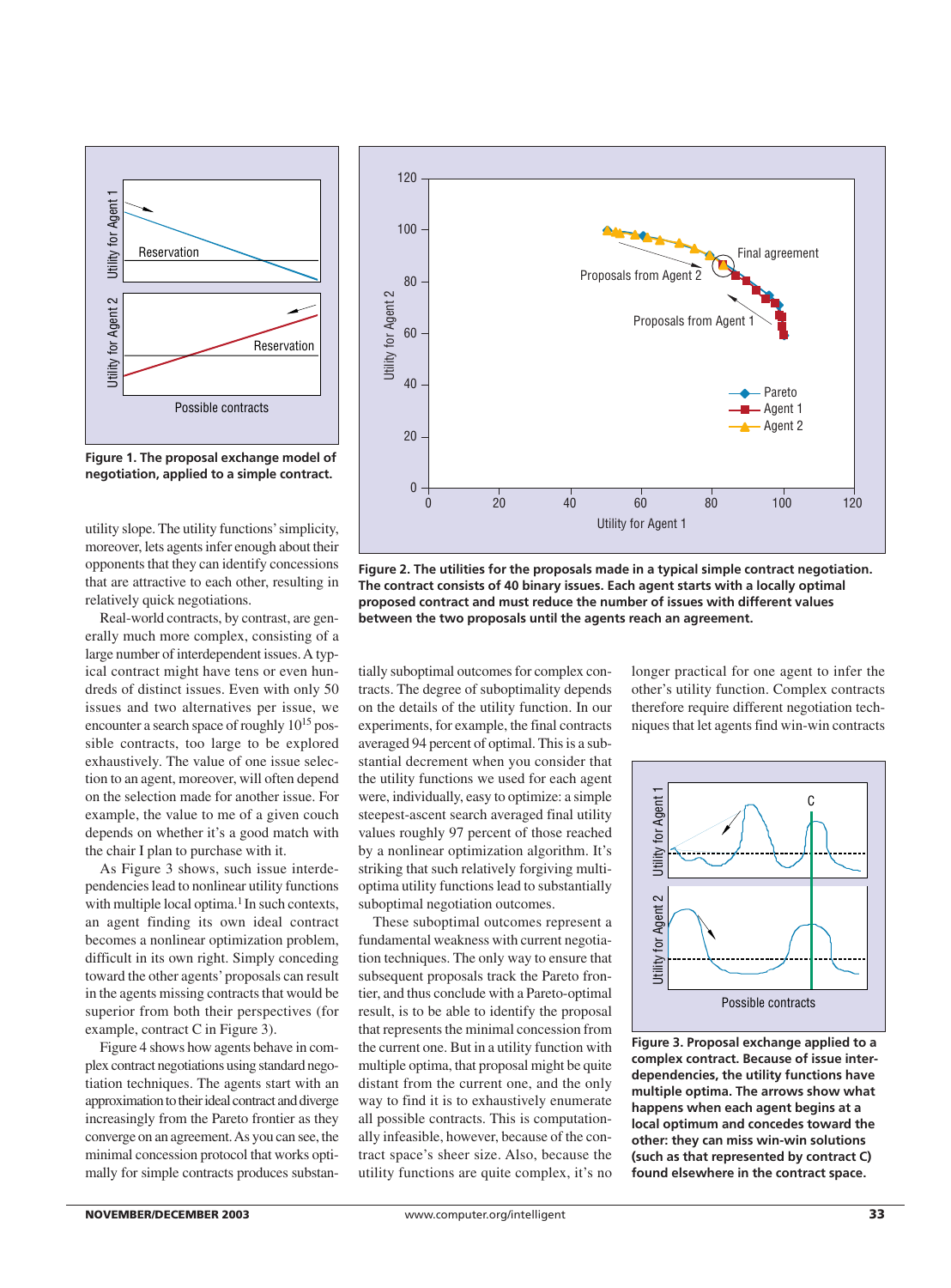Utility for Agent 1

Reservation

Utility for Agent 2

Reservation

Possible contracts

**Figure 1. The proposal exchange model of negotiation, applied to a simple contract.**

120

100

80

60

40

20

0

0 20 40 60 80 100 120

Utility for Agent 2

Utility for Agent 1

Final agreement

Proposals from Agent 2

Proposals from Agent 1

Pareto

Agent 1

Agent 2

**Figure 2. The utilities for the proposals made in a typical simple contract negotiation. The contract consists of 40 binary issues. Each agent starts with a locally optimal proposed contract and must reduce the number of issues with different values between the two proposals until the agents reach an agreement.**

utility slope. The utility functions' simplicity, moreover, lets agents infer enough about their opponents that they can identify concessions that are attractive to each other, resulting in relatively quick negotiations.

Real-world contracts, by contrast, are generally much more complex, consisting of a large number of interdependent issues. A typical contract might have tens or even hundreds of distinct issues. Even with only 50 issues and two alternatives per issue, we encounter a search space of roughly $10^{15}$ possible contracts, too large to be explored exhaustively. The value of one issue selection to an agent, moreover, will often depend on the selection made for another issue. For example, the value to me of a given couch depends on whether it's a good match with the chair I plan to purchase with it.

As Figure 3 shows, such issue interdependencies lead to nonlinear utility functions with multiple local optima.[1] In such contexts, an agent finding its own ideal contract becomes a nonlinear optimization problem, difficult in its own right. Simply conceding toward the other agents' proposals can result in the agents missing contracts that would be superior from both their perspectives (for example, contract C in Figure 3).

Figure 4 shows how agents behave in complex contract negotiations using standard negotiation techniques. The agents start with an approximation to their ideal contract and diverge increasingly from the Pareto frontier as they converge on an agreement. As you can see, the minimal concession protocol that works optimally for simple contracts produces substantially suboptimal outcomes for complex contracts. The degree of suboptimality depends on the details of the utility function. In our experiments, for example, the final contracts averaged 94 percent of optimal. This is a substantial decrement when you consider that the utility functions we used for each agent were, individually, easy to optimize: a simple steepest-ascent search averaged final utility values roughly 97 percent of those reached by a nonlinear optimization algorithm. It's striking that such relatively forgiving multioptima utility functions lead to substantially suboptimal negotiation outcomes.

These suboptimal outcomes represent a fundamental weakness with current negotiation techniques. The only way to ensure that subsequent proposals track the Pareto frontier, and thus conclude with a Pareto-optimal result, is to be able to identify the proposal that represents the minimal concession from the current one. But in a utility function with multiple optima, that proposal might be quite distant from the current one, and the only way to find it is to exhaustively enumerate all possible contracts. This is computationally infeasible, however, because of the contract space's sheer size. Also, because the utility functions are quite complex, it's no longer practical for one agent to infer the other's utility function. Complex contracts therefore require different negotiation techniques that let agents find win-win contracts

Utility for Agent 1

C

Utility for Agent 2

Possible contracts

**Figure 3. Proposal exchange approach applied to a complex contract. Because of issue interdependencies, the utility functions have multiple optima. The arrows show what happens when each agent begins at a local optimum and concedes toward the other: they can miss win-win solutions (such as that represented by contract C) found elsewhere in the contract space.**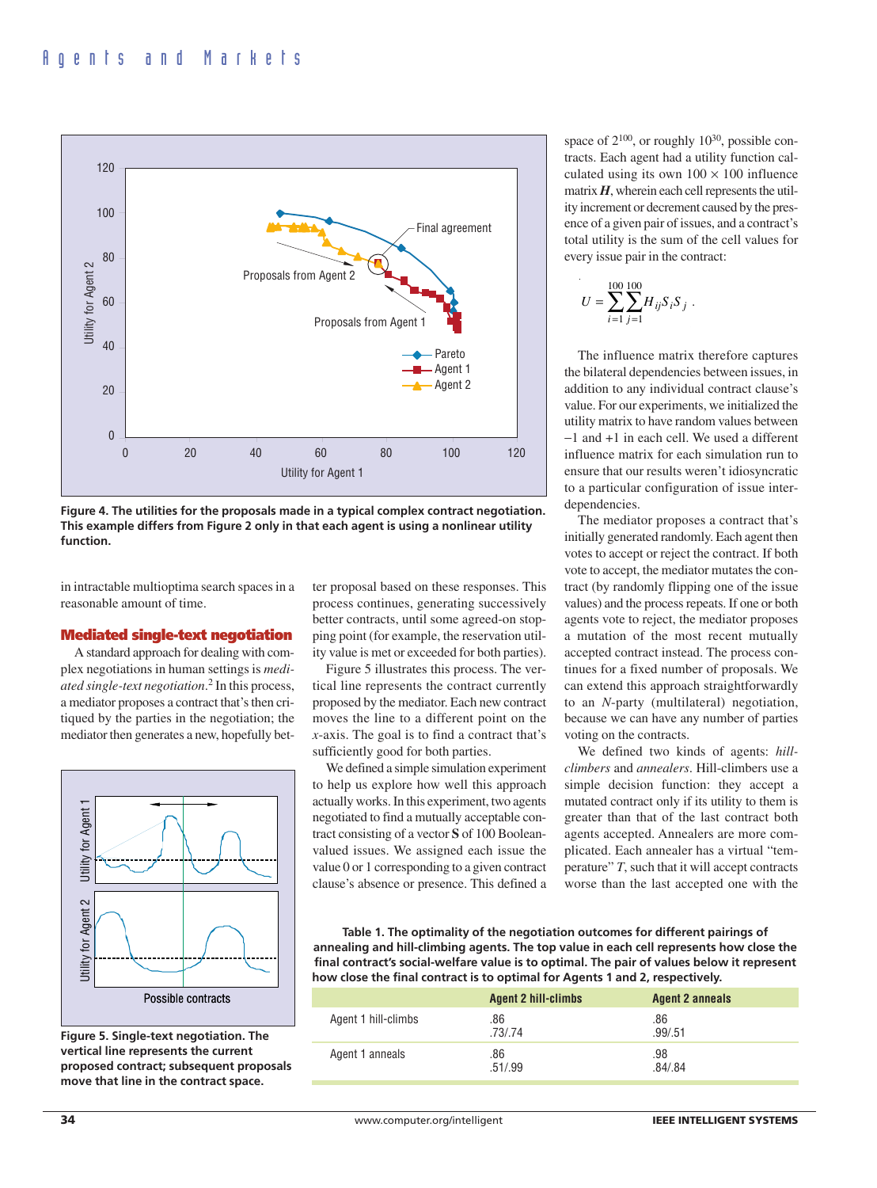120
100
80
60
40
20
0
0
20
40
60
80
100
120
Utility for Agent 2
Utility for Agent 1
Final agreement
Proposals from Agent 2
Proposals from Agent 1
Pareto
Agent 1
Agent 2

**Figure 4. The utilities for the proposals made in a typical complex contract negotiation. This example differs from Figure 2 only in that each agent is using a nonlinear utility function.**

in intractable multioptima search spaces in a reasonable amount of time.

## Mediated single-text negotiation

A standard approach for dealing with complex negotiations in human settings is *mediated single-text negotiation*.[2] In this process, a mediator proposes a contract that's then critiqued by the parties in the negotiation; the mediator then generates a new, hopefully better proposal based on these responses. This process continues, generating successively better contracts, until some agreed-on stopping point (for example, the reservation utility value is met or exceeded for both parties). Figure 5 illustrates this process. The vertical line represents the contract currently proposed by the mediator. Each new contract moves the line to a different point on the $x$-axis. The goal is to find a contract that's sufficiently good for both parties.

Utility for Agent 1
Utility for Agent 2
Possible contracts

**Figure 5. Single-text negotiation. The vertical line represents the current proposed contract; subsequent proposals move that line in the contract space.**

We defined a simple simulation experiment to help us explore how well this approach actually works. In this experiment, two agents negotiated to find a mutually acceptable contract consisting of a vector **S** of 100 Boolean-valued issues. We assigned each issue the value 0 or 1 corresponding to a given contract clause's absence or presence. This defined a space of $2^{100}$, or roughly $10^{30}$, possible contracts. Each agent had a utility function calculated using its own $100 \times 100$ influence matrix $\boldsymbol{H}$, wherein each cell represents the utility increment or decrement caused by the presence of a given pair of issues, and a contract's total utility is the sum of the cell values for every issue pair in the contract:

$$U = \sum_{i=1}^{100}\sum_{j=1}^{100} H_{ij} S_i S_j \; .$$

The influence matrix therefore captures the bilateral dependencies between issues, in addition to any individual contract clause's value. For our experiments, we initialized the utility matrix to have random values between −1 and +1 in each cell. We used a different influence matrix for each simulation run to ensure that our results weren't idiosyncratic to a particular configuration of issue interdependencies.

The mediator proposes a contract that's initially generated randomly. Each agent then votes to accept or reject the contract. If both vote to accept, the mediator mutates the contract (by randomly flipping one of the issue values) and the process repeats. If one or both agents vote to reject, the mediator proposes a mutation of the most recent mutually accepted contract instead. The process continues for a fixed number of proposals. We can extend this approach straightforwardly to an $N$-party (multilateral) negotiation, because we can have any number of parties voting on the contracts.

We defined two kinds of agents: *hill-climbers* and *annealers*. Hill-climbers use a simple decision function: they accept a mutated contract only if its utility to them is greater than that of the last contract both agents accepted. Annealers are more complicated. Each annealer has a virtual "temperature" $T$, such that it will accept contracts worse than the last accepted one with the

**Table 1. The optimality of the negotiation outcomes for different pairings of annealing and hill-climbing agents. The top value in each cell represents how close the final contract's social-welfare value is to optimal. The pair of values below it represent how close the final contract is to optimal for Agents 1 and 2, respectively.**

| | Agent 2 hill-climbs | Agent 2 anneals |
|---|---|---|
| Agent 1 hill-climbs | .86<br>.73/.74 | .86<br>.99/.51 |
| Agent 1 anneals | .86<br>.51/.99 | .98<br>.84/.84 |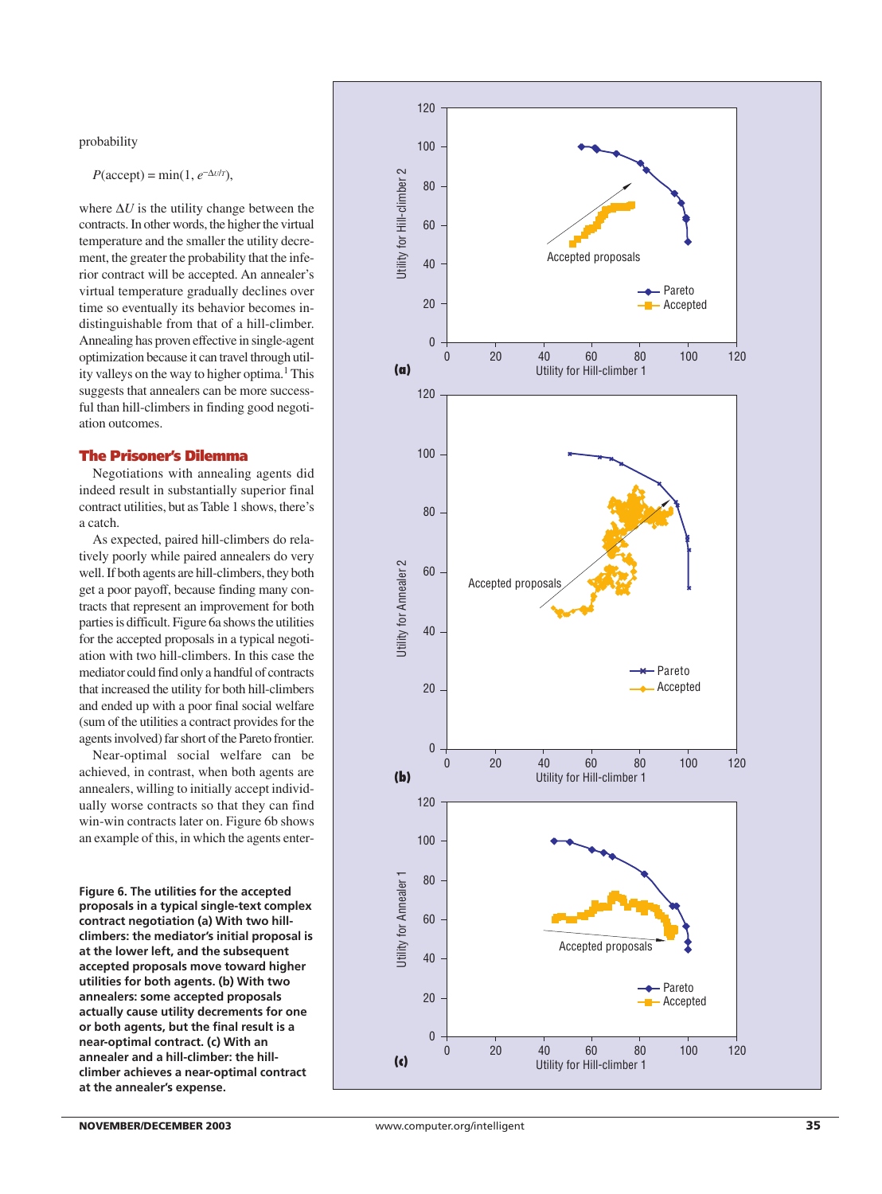probability

$$P(\text{accept}) = \min(1, e^{-\Delta U/T}),$$

where $\Delta U$ is the utility change between the contracts. In other words, the higher the virtual temperature and the smaller the utility decrement, the greater the probability that the inferior contract will be accepted. An annealer's virtual temperature gradually declines over time so eventually its behavior becomes indistinguishable from that of a hill-climber. Annealing has proven effective in single-agent optimization because it can travel through utility valleys on the way to higher optima.[1] This suggests that annealers can be more successful than hill-climbers in finding good negotiation outcomes.

## The Prisoner's Dilemma

Negotiations with annealing agents did indeed result in substantially superior final contract utilities, but as Table 1 shows, there's a catch.

As expected, paired hill-climbers do relatively poorly while paired annealers do very well. If both agents are hill-climbers, they both get a poor payoff, because finding many contracts that represent an improvement for both parties is difficult. Figure 6a shows the utilities for the accepted proposals in a typical negotiation with two hill-climbers. In this case the mediator could find only a handful of contracts that increased the utility for both hill-climbers and ended up with a poor final social welfare (sum of the utilities a contract provides for the agents involved) far short of the Pareto frontier.

Near-optimal social welfare can be achieved, in contrast, when both agents are annealers, willing to initially accept individually worse contracts so that they can find win-win contracts later on. Figure 6b shows an example of this, in which the agents enter-

**Figure 6. The utilities for the accepted proposals in a typical single-text complex contract negotiation (a) With two hill-climbers: the mediator's initial proposal is at the lower left, and the subsequent accepted proposals move toward higher utilities for both agents. (b) With two annealers: some accepted proposals actually cause utility decrements for one or both agents, but the final result is a near-optimal contract. (c) With an annealer and a hill-climber: the hill-climber achieves a near-optimal contract at the annealer's expense.**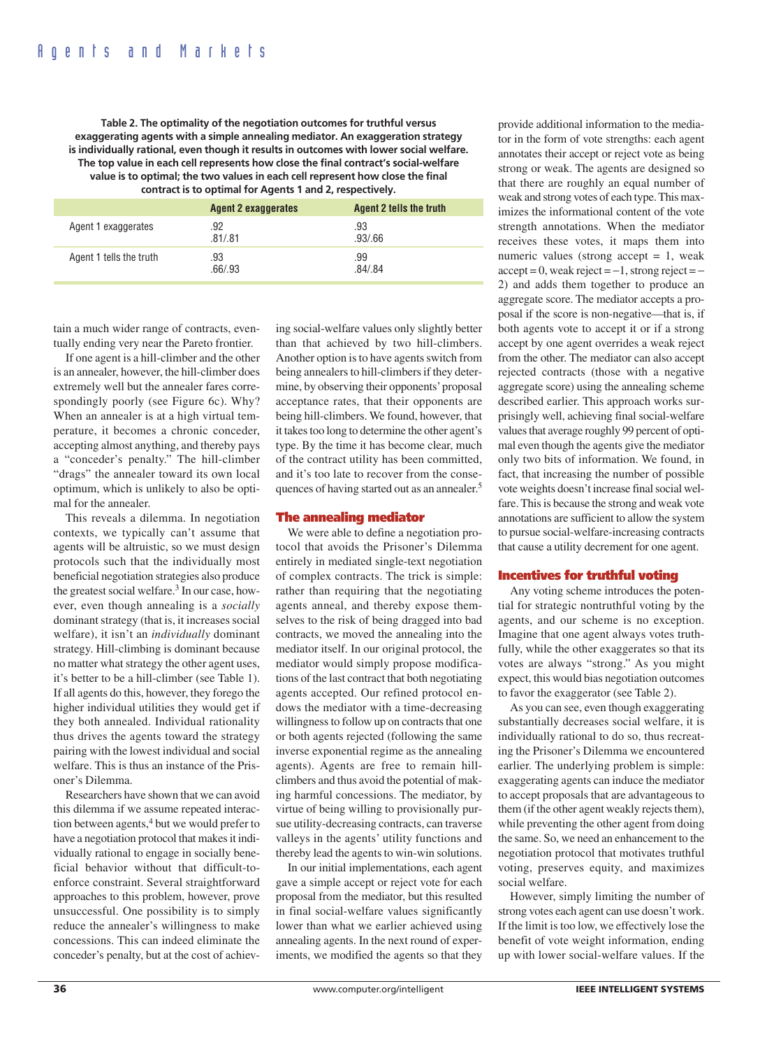**Table 2. The optimality of the negotiation outcomes for truthful versus exaggerating agents with a simple annealing mediator. An exaggeration strategy is individually rational, even though it results in outcomes with lower social welfare. The top value in each cell represents how close the final contract's social-welfare value is to optimal; the two values in each cell represent how close the final contract is to optimal for Agents 1 and 2, respectively.**

| | Agent 2 exaggerates | Agent 2 tells the truth |
|---|---|---|
| Agent 1 exaggerates | .92<br>.81/.81 | .93<br>.93/.66 |
| Agent 1 tells the truth | .93<br>.66/.93 | .99<br>.84/.84 |

tain a much wider range of contracts, eventually ending very near the Pareto frontier.

If one agent is a hill-climber and the other is an annealer, however, the hill-climber does extremely well but the annealer fares correspondingly poorly (see Figure 6c). Why? When an annealer is at a high virtual temperature, it becomes a chronic conceder, accepting almost anything, and thereby pays a "conceder's penalty." The hill-climber "drags" the annealer toward its own local optimum, which is unlikely to also be optimal for the annealer.

This reveals a dilemma. In negotiation contexts, we typically can't assume that agents will be altruistic, so we must design protocols such that the individually most beneficial negotiation strategies also produce the greatest social welfare.[3] In our case, however, even though annealing is a *socially* dominant strategy (that is, it increases social welfare), it isn't an *individually* dominant strategy. Hill-climbing is dominant because no matter what strategy the other agent uses, it's better to be a hill-climber (see Table 1). If all agents do this, however, they forego the higher individual utilities they would get if they both annealed. Individual rationality thus drives the agents toward the strategy pairing with the lowest individual and social welfare. This is thus an instance of the Prisoner's Dilemma.

Researchers have shown that we can avoid this dilemma if we assume repeated interaction between agents,[4] but we would prefer to have a negotiation protocol that makes it individually rational to engage in socially beneficial behavior without that difficult-to-enforce constraint. Several straightforward approaches to this problem, however, prove unsuccessful. One possibility is to simply reduce the annealer's willingness to make concessions. This can indeed eliminate the conceder's penalty, but at the cost of achieving social-welfare values only slightly better than that achieved by two hill-climbers. Another option is to have agents switch from being annealers to hill-climbers if they determine, by observing their opponents' proposal acceptance rates, that their opponents are being hill-climbers. We found, however, that it takes too long to determine the other agent's type. By the time it has become clear, much of the contract utility has been committed, and it's too late to recover from the consequences of having started out as an annealer.[5]

## The annealing mediator

We were able to define a negotiation protocol that avoids the Prisoner's Dilemma entirely in mediated single-text negotiation of complex contracts. The trick is simple: rather than requiring that the negotiating agents anneal, and thereby expose themselves to the risk of being dragged into bad contracts, we moved the annealing into the mediator itself. In our original protocol, the mediator would simply propose modifications of the last contract that both negotiating agents accepted. Our refined protocol endows the mediator with a time-decreasing willingness to follow up on contracts that one or both agents rejected (following the same inverse exponential regime as the annealing agents). Agents are free to remain hill-climbers and thus avoid the potential of making harmful concessions. The mediator, by virtue of being willing to provisionally pursue utility-decreasing contracts, can traverse valleys in the agents' utility functions and thereby lead the agents to win-win solutions.

In our initial implementations, each agent gave a simple accept or reject vote for each proposal from the mediator, but this resulted in final social-welfare values significantly lower than what we earlier achieved using annealing agents. In the next round of experiments, we modified the agents so that they provide additional information to the mediator in the form of vote strengths: each agent annotates their accept or reject vote as being strong or weak. The agents are designed so that there are roughly an equal number of weak and strong votes of each type. This maximizes the informational content of the vote strength annotations. When the mediator receives these votes, it maps them into numeric values (strong accept = 1, weak accept = 0, weak reject = −1, strong reject = −2) and adds them together to produce an aggregate score. The mediator accepts a proposal if the score is non-negative—that is, if both agents vote to accept it or if a strong accept by one agent overrides a weak reject from the other. The mediator can also accept rejected contracts (those with a negative aggregate score) using the annealing scheme described earlier. This approach works surprisingly well, achieving final social-welfare values that average roughly 99 percent of optimal even though the agents give the mediator only two bits of information. We found, in fact, that increasing the number of possible vote weights doesn't increase final social welfare. This is because the strong and weak vote annotations are sufficient to allow the system to pursue social-welfare-increasing contracts that cause a utility decrement for one agent.

## Incentives for truthful voting

Any voting scheme introduces the potential for strategic nontruthful voting by the agents, and our scheme is no exception. Imagine that one agent always votes truthfully, while the other exaggerates so that its votes are always "strong." As you might expect, this would bias negotiation outcomes to favor the exaggerator (see Table 2).

As you can see, even though exaggerating substantially decreases social welfare, it is individually rational to do so, thus recreating the Prisoner's Dilemma we encountered earlier. The underlying problem is simple: exaggerating agents can induce the mediator to accept proposals that are advantageous to them (if the other agent weakly rejects them), while preventing the other agent from doing the same. So, we need an enhancement to the negotiation protocol that motivates truthful voting, preserves equity, and maximizes social welfare.

However, simply limiting the number of strong votes each agent can use doesn't work. If the limit is too low, we effectively lose the benefit of vote weight information, ending up with lower social-welfare values. If the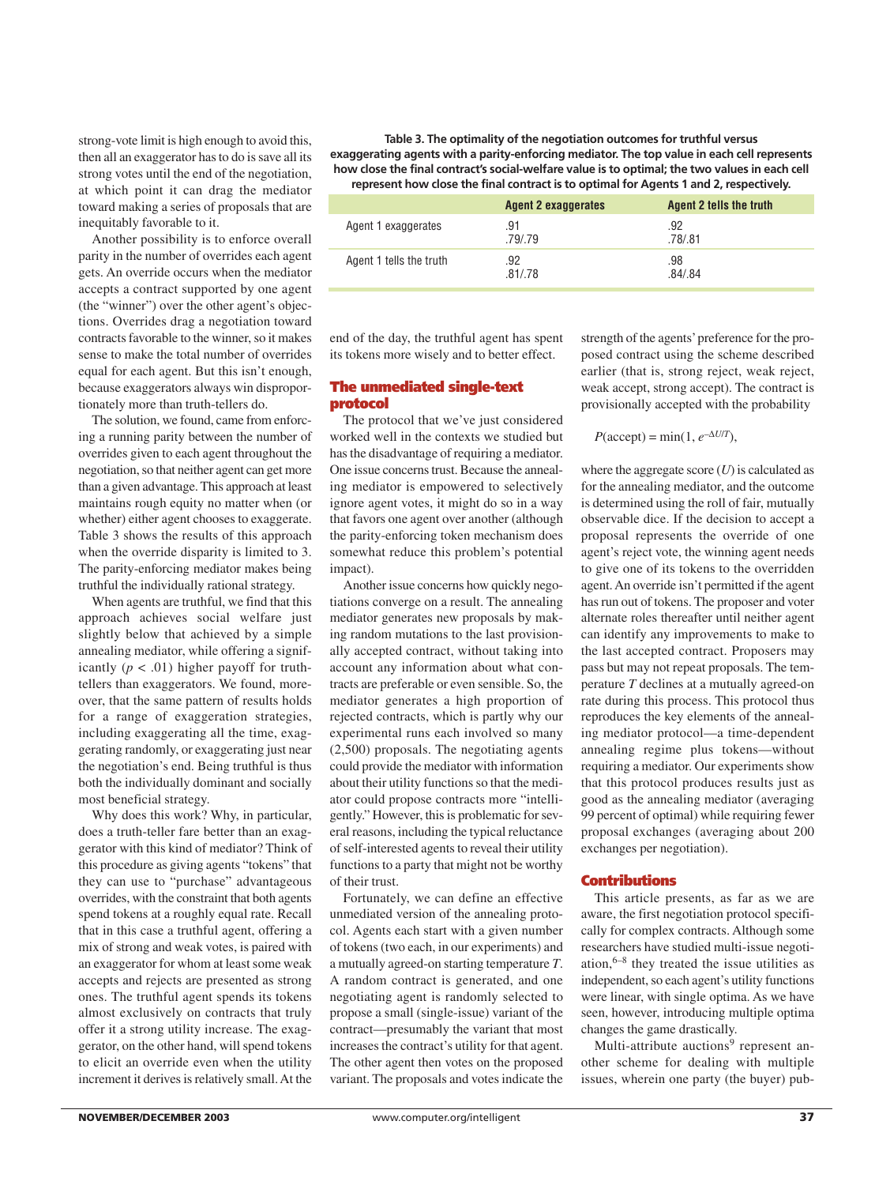strong-vote limit is high enough to avoid this, then all an exaggerator has to do is save all its strong votes until the end of the negotiation, at which point it can drag the mediator toward making a series of proposals that are inequitably favorable to it.

Another possibility is to enforce overall parity in the number of overrides each agent gets. An override occurs when the mediator accepts a contract supported by one agent (the "winner") over the other agent's objections. Overrides drag a negotiation toward contracts favorable to the winner, so it makes sense to make the total number of overrides equal for each agent. But this isn't enough, because exaggerators always win disproportionately more than truth-tellers do.

The solution, we found, came from enforcing a running parity between the number of overrides given to each agent throughout the negotiation, so that neither agent can get more than a given advantage. This approach at least maintains rough equity no matter when (or whether) either agent chooses to exaggerate. Table 3 shows the results of this approach when the override disparity is limited to 3. The parity-enforcing mediator makes being truthful the individually rational strategy.

When agents are truthful, we find that this approach achieves social welfare just slightly below that achieved by a simple annealing mediator, while offering a significantly ($p < .01$) higher payoff for truth-tellers than exaggerators. We found, moreover, that the same pattern of results holds for a range of exaggeration strategies, including exaggerating all the time, exaggerating randomly, or exaggerating just near the negotiation's end. Being truthful is thus both the individually dominant and socially most beneficial strategy.

Why does this work? Why, in particular, does a truth-teller fare better than an exaggerator with this kind of mediator? Think of this procedure as giving agents "tokens" that they can use to "purchase" advantageous overrides, with the constraint that both agents spend tokens at a roughly equal rate. Recall that in this case a truthful agent, offering a mix of strong and weak votes, is paired with an exaggerator for whom at least some weak accepts and rejects are presented as strong ones. The truthful agent spends its tokens almost exclusively on contracts that truly offer it a strong utility increase. The exaggerator, on the other hand, will spend tokens to elicit an override even when the utility increment it derives is relatively small. At the end of the day, the truthful agent has spent its tokens more wisely and to better effect.

**Table 3. The optimality of the negotiation outcomes for truthful versus exaggerating agents with a parity-enforcing mediator. The top value in each cell represents how close the final contract's social-welfare value is to optimal; the two values in each cell represent how close the final contract is to optimal for Agents 1 and 2, respectively.**

| | Agent 2 exaggerates | Agent 2 tells the truth |
|---|---|---|
| Agent 1 exaggerates | .91<br>.79/.79 | .92<br>.78/.81 |
| Agent 1 tells the truth | .92<br>.81/.78 | .98<br>.84/.84 |

## The unmediated single-text protocol

The protocol that we've just considered worked well in the contexts we studied but has the disadvantage of requiring a mediator. One issue concerns trust. Because the annealing mediator is empowered to selectively ignore agent votes, it might do so in a way that favors one agent over another (although the parity-enforcing token mechanism does somewhat reduce this problem's potential impact).

Another issue concerns how quickly negotiations converge on a result. The annealing mediator generates new proposals by making random mutations to the last provisionally accepted contract, without taking into account any information about what contracts are preferable or even sensible. So, the mediator generates a high proportion of rejected contracts, which is partly why our experimental runs each involved so many (2,500) proposals. The negotiating agents could provide the mediator with information about their utility functions so that the mediator could propose contracts more "intelligently." However, this is problematic for several reasons, including the typical reluctance of self-interested agents to reveal their utility functions to a party that might not be worthy of their trust.

Fortunately, we can define an effective unmediated version of the annealing protocol. Agents each start with a given number of tokens (two each, in our experiments) and a mutually agreed-on starting temperature $T$. A random contract is generated, and one negotiating agent is randomly selected to propose a small (single-issue) variant of the contract—presumably the variant that most increases the contract's utility for that agent. The other agent then votes on the proposed variant. The proposals and votes indicate the strength of the agents' preference for the proposed contract using the scheme described earlier (that is, strong reject, weak reject, weak accept, strong accept). The contract is provisionally accepted with the probability

$$P(\text{accept}) = \min(1, e^{-\Delta U/T}),$$

where the aggregate score ($U$) is calculated as for the annealing mediator, and the outcome is determined using the roll of fair, mutually observable dice. If the decision to accept a proposal represents the override of one agent's reject vote, the winning agent needs to give one of its tokens to the overridden agent. An override isn't permitted if the agent has run out of tokens. The proposer and voter alternate roles thereafter until neither agent can identify any improvements to make to the last accepted contract. Proposers may pass but may not repeat proposals. The temperature $T$ declines at a mutually agreed-on rate during this process. This protocol thus reproduces the key elements of the annealing mediator protocol—a time-dependent annealing regime plus tokens—without requiring a mediator. Our experiments show that this protocol produces results just as good as the annealing mediator (averaging 99 percent of optimal) while requiring fewer proposal exchanges (averaging about 200 exchanges per negotiation).

## Contributions

This article presents, as far as we are aware, the first negotiation protocol specifically for complex contracts. Although some researchers have studied multi-issue negotiation,[6–8] they treated the issue utilities as independent, so each agent's utility functions were linear, with single optima. As we have seen, however, introducing multiple optima changes the game drastically.

Multi-attribute auctions[9] represent another scheme for dealing with multiple issues, wherein one party (the buyer) pub-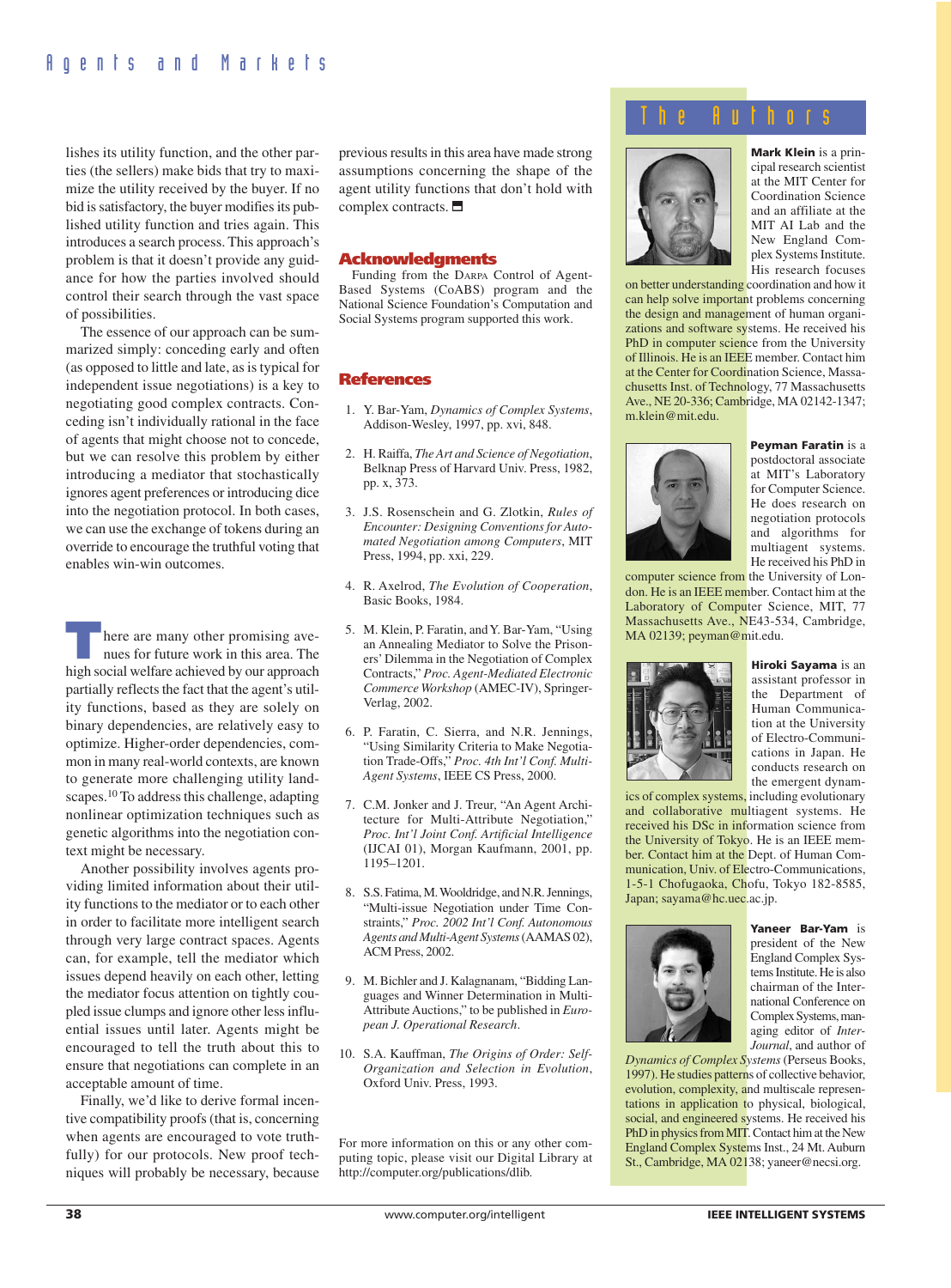lishes its utility function, and the other parties (the sellers) make bids that try to maximize the utility received by the buyer. If no bid is satisfactory, the buyer modifies its published utility function and tries again. This introduces a search process. This approach's problem is that it doesn't provide any guidance for how the parties involved should control their search through the vast space of possibilities.

The essence of our approach can be summarized simply: conceding early and often (as opposed to little and late, as is typical for independent issue negotiations) is a key to negotiating good complex contracts. Conceding isn't individually rational in the face of agents that might choose not to concede, but we can resolve this problem by either introducing a mediator that stochastically ignores agent preferences or introducing dice into the negotiation protocol. In both cases, we can use the exchange of tokens during an override to encourage the truthful voting that enables win-win outcomes.

There are many other promising avenues for future work in this area. The high social welfare achieved by our approach partially reflects the fact that the agent's utility functions, based as they are solely on binary dependencies, are relatively easy to optimize. Higher-order dependencies, common in many real-world contexts, are known to generate more challenging utility landscapes.[10] To address this challenge, adapting nonlinear optimization techniques such as genetic algorithms into the negotiation context might be necessary.

Another possibility involves agents providing limited information about their utility functions to the mediator or to each other in order to facilitate more intelligent search through very large contract spaces. Agents can, for example, tell the mediator which issues depend heavily on each other, letting the mediator focus attention on tightly coupled issue clumps and ignore other less influential issues until later. Agents might be encouraged to tell the truth about this to ensure that negotiations can complete in an acceptable amount of time.

Finally, we'd like to derive formal incentive compatibility proofs (that is, concerning when agents are encouraged to vote truthfully) for our protocols. New proof techniques will probably be necessary, because previous results in this area have made strong assumptions concerning the shape of the agent utility functions that don't hold with complex contracts. ■

## Acknowledgments

Funding from the DARPA Control of Agent-Based Systems (CoABS) program and the National Science Foundation's Computation and Social Systems program supported this work.

## References

1. Y. Bar-Yam, *Dynamics of Complex Systems*, Addison-Wesley, 1997, pp. xvi, 848.
2. H. Raiffa, *The Art and Science of Negotiation*, Belknap Press of Harvard Univ. Press, 1982, pp. x, 373.
3. J.S. Rosenschein and G. Zlotkin, *Rules of Encounter: Designing Conventions for Automated Negotiation among Computers*, MIT Press, 1994, pp. xxi, 229.
4. R. Axelrod, *The Evolution of Cooperation*, Basic Books, 1984.
5. M. Klein, P. Faratin, and Y. Bar-Yam, "Using an Annealing Mediator to Solve the Prisoners' Dilemma in the Negotiation of Complex Contracts," *Proc. Agent-Mediated Electronic Commerce Workshop* (AMEC-IV), Springer-Verlag, 2002.
6. P. Faratin, C. Sierra, and N.R. Jennings, "Using Similarity Criteria to Make Negotiation Trade-Offs," *Proc. 4th Int'l Conf. Multi-Agent Systems*, IEEE CS Press, 2000.
7. C.M. Jonker and J. Treur, "An Agent Architecture for Multi-Attribute Negotiation," *Proc. Int'l Joint Conf. Artificial Intelligence* (IJCAI 01), Morgan Kaufmann, 2001, pp. 1195–1201.
8. S.S. Fatima, M. Wooldridge, and N.R. Jennings, "Multi-issue Negotiation under Time Constraints," *Proc. 2002 Int'l Conf. Autonomous Agents and Multi-Agent Systems* (AAMAS 02), ACM Press, 2002.
9. M. Bichler and J. Kalagnanam, "Bidding Languages and Winner Determination in Multi-Attribute Auctions," to be published in *European J. Operational Research*.
10. S.A. Kauffman, *The Origins of Order: Self-Organization and Selection in Evolution*, Oxford Univ. Press, 1993.

For more information on this or any other computing topic, please visit our Digital Library at http://computer.org/publications/dlib.

## The Authors

**Mark Klein** is a principal research scientist at the MIT Center for Coordination Science and an affiliate at the MIT AI Lab and the New England Complex Systems Institute. His research focuses on better understanding coordination and how it can help solve important problems concerning the design and management of human organizations and software systems. He received his PhD in computer science from the University of Illinois. He is an IEEE member. Contact him at the Center for Coordination Science, Massachusetts Inst. of Technology, 77 Massachusetts Ave., NE 20-336; Cambridge, MA 02142-1347; m.klein@mit.edu.

**Peyman Faratin** is a postdoctoral associate at MIT's Laboratory for Computer Science. He does research on negotiation protocols and algorithms for multiagent systems. He received his PhD in computer science from the University of London. He is an IEEE member. Contact him at the Laboratory of Computer Science, MIT, 77 Massachusetts Ave., NE43-534, Cambridge, MA 02139; peyman@mit.edu.

**Hiroki Sayama** is an assistant professor in the Department of Human Communication at the University of Electro-Communications in Japan. He conducts research on the emergent dynamics of complex systems, including evolutionary and collaborative multiagent systems. He received his DSc in information science from the University of Tokyo. He is an IEEE member. Contact him at the Dept. of Human Communication, Univ. of Electro-Communications, 1-5-1 Chofugaoka, Chofu, Tokyo 182-8585, Japan; sayama@hc.uec.ac.jp.

**Yaneer Bar-Yam** is president of the New England Complex Systems Institute. He is also chairman of the International Conference on Complex Systems, managing editor of *InterJournal*, and author of *Dynamics of Complex Systems* (Perseus Books, 1997). He studies patterns of collective behavior, evolution, complexity, and multiscale representations in application to physical, biological, social, and engineered systems. He received his PhD in physics from MIT. Contact him at the New England Complex Systems Inst., 24 Mt. Auburn St., Cambridge, MA 02138; yaneer@necsi.org.